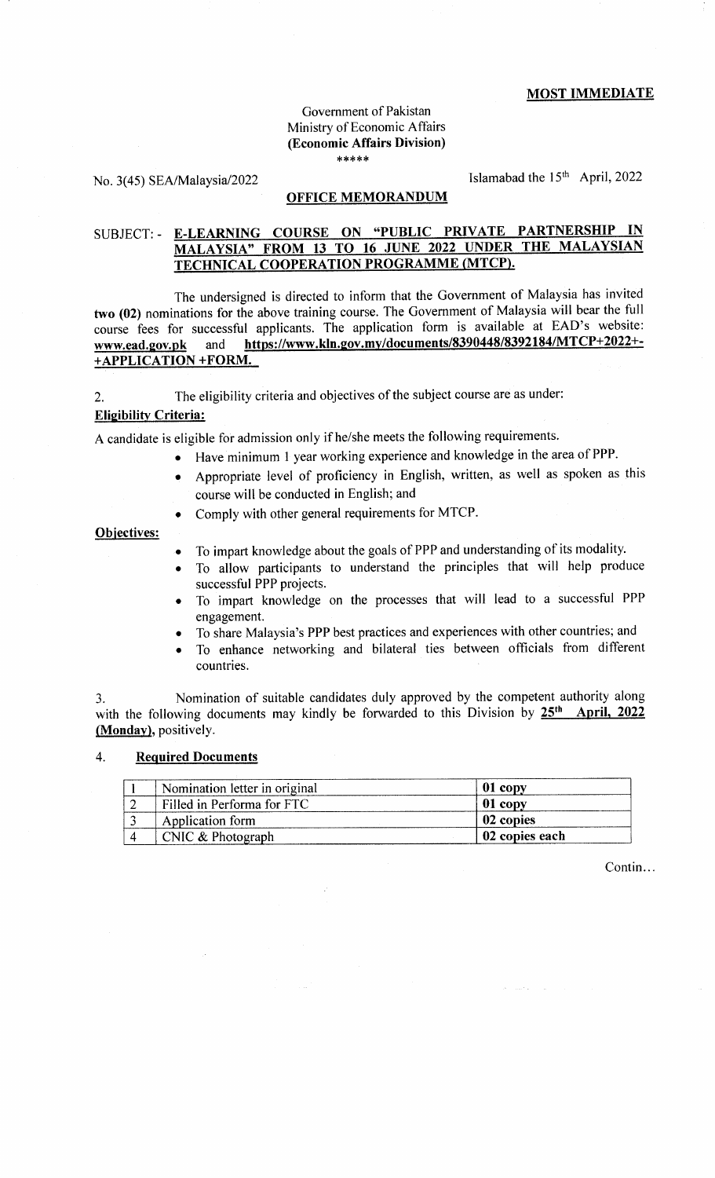**MOST IMMEDIATE**

Government of Pakistan
Ministry of Economic Affairs
**(Economic Affairs Division)**
\*\*\*\*\*

No. 3(45) SEA/Malaysia/2022

Islamabad the 15th April, 2022

**OFFICE MEMORANDUM**

SUBJECT: - **E-LEARNING COURSE ON "PUBLIC PRIVATE PARTNERSHIP IN MALAYSIA" FROM 13 TO 16 JUNE 2022 UNDER THE MALAYSIAN TECHNICAL COOPERATION PROGRAMME (MTCP).**

The undersigned is directed to inform that the Government of Malaysia has invited **two (02)** nominations for the above training course. The Government of Malaysia will bear the full course fees for successful applicants. The application form is available at EAD's website: **www.ead.gov.pk** and **https://www.kln.gov.my/documents/8390448/8392184/MTCP+2022+-+APPLICATION +FORM.**

2. The eligibility criteria and objectives of the subject course are as under:

**Eligibility Criteria:**

A candidate is eligible for admission only if he/she meets the following requirements.

- Have minimum 1 year working experience and knowledge in the area of PPP.
- Appropriate level of proficiency in English, written, as well as spoken as this course will be conducted in English; and
- Comply with other general requirements for MTCP.

**Objectives:**

- To impart knowledge about the goals of PPP and understanding of its modality.
- To allow participants to understand the principles that will help produce successful PPP projects.
- To impart knowledge on the processes that will lead to a successful PPP engagement.
- To share Malaysia's PPP best practices and experiences with other countries; and
- To enhance networking and bilateral ties between officials from different countries.

3. Nomination of suitable candidates duly approved by the competent authority along with the following documents may kindly be forwarded to this Division by **25th April, 2022 (Monday)**, positively.

4. **Required Documents**

| | | |
|---|---|---|
| 1 | Nomination letter in original | **01 copy** |
| 2 | Filled in Performa for FTC | **01 copy** |
| 3 | Application form | **02 copies** |
| 4 | CNIC & Photograph | **02 copies each** |

Contin...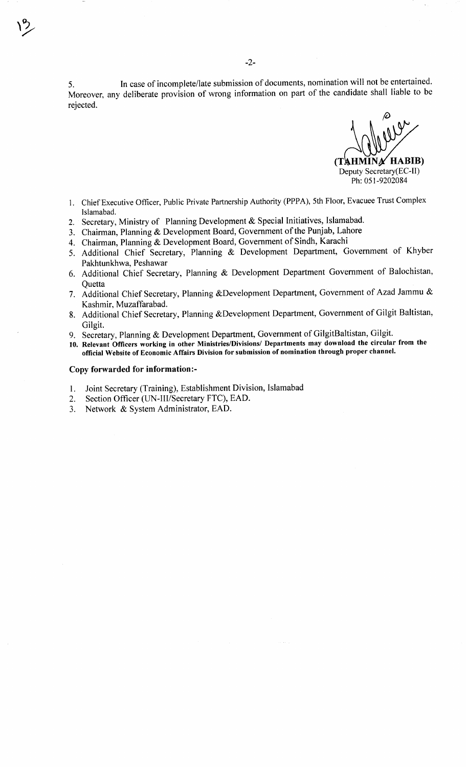5. In case of incomplete/late submission of documents, nomination will not be entertained. Moreover, any deliberate provision of wrong information on part of the candidate shall liable to be rejected.

(TAHMINA HABIB)
Deputy Secretary(EC-II)
Ph: 051-9202084

1. Chief Executive Officer, Public Private Partnership Authority (PPPA), 5th Floor, Evacuee Trust Complex Islamabad.
2. Secretary, Ministry of Planning Development & Special Initiatives, Islamabad.
3. Chairman, Planning & Development Board, Government of the Punjab, Lahore
4. Chairman, Planning & Development Board, Government of Sindh, Karachi
5. Additional Chief Secretary, Planning & Development Department, Government of Khyber Pakhtunkhwa, Peshawar
6. Additional Chief Secretary, Planning & Development Department Government of Balochistan, Quetta
7. Additional Chief Secretary, Planning &Development Department, Government of Azad Jammu & Kashmir, Muzaffarabad.
8. Additional Chief Secretary, Planning &Development Department, Government of Gilgit Baltistan, Gilgit.
9. Secretary, Planning & Development Department, Government of GilgitBaltistan, Gilgit.
10. **Relevant Officers working in other Ministries/Divisions/ Departments may download the circular from the official Website of Economic Affairs Division for submission of nomination through proper channel.**

**Copy forwarded for information:-**

1. Joint Secretary (Training), Establishment Division, Islamabad
2. Section Officer (UN-III/Secretary FTC), EAD.
3. Network & System Administrator, EAD.